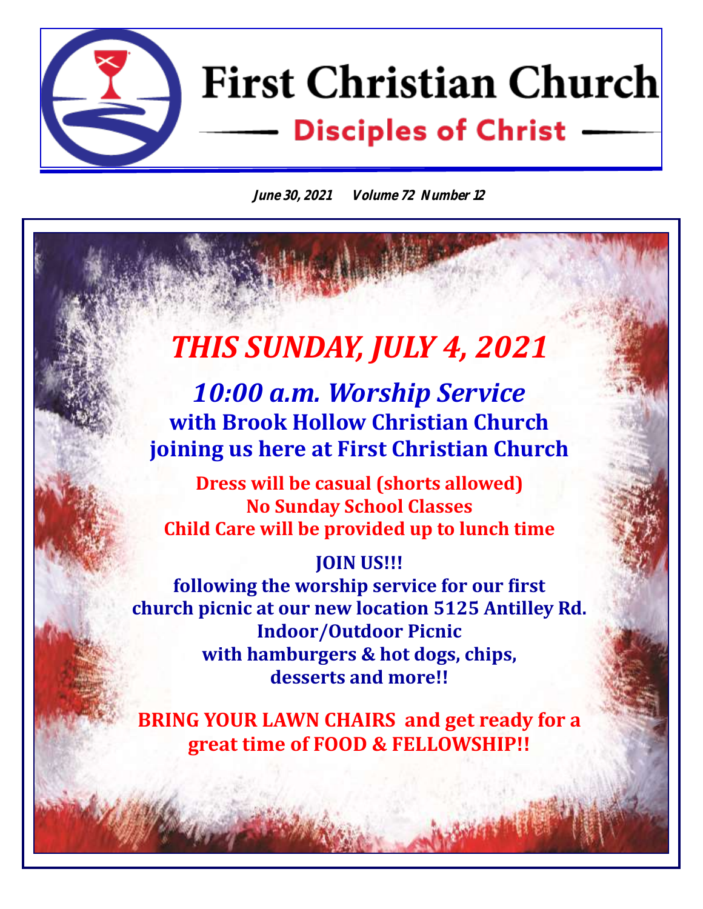# First Christian Church

## Disciples of Christ

**June 30, 2021 Volume 72 Number 12**

# *THIS SUNDAY, JULY 4, 2021*

## *10:00 a.m. Worship Service*

**with Brook Hollow Christian Church joining us here at First Christian Church**

**Dress will be casual (shorts allowed)**
**No Sunday School Classes**
**Child Care will be provided up to lunch time**

**JOIN US!!!**

**following the worship service for our first church picnic at our new location 5125 Antilley Rd.**
**Indoor/Outdoor Picnic**
**with hamburgers & hot dogs, chips, desserts and more!!**

**BRING YOUR LAWN CHAIRS and get ready for a great time of FOOD & FELLOWSHIP!!**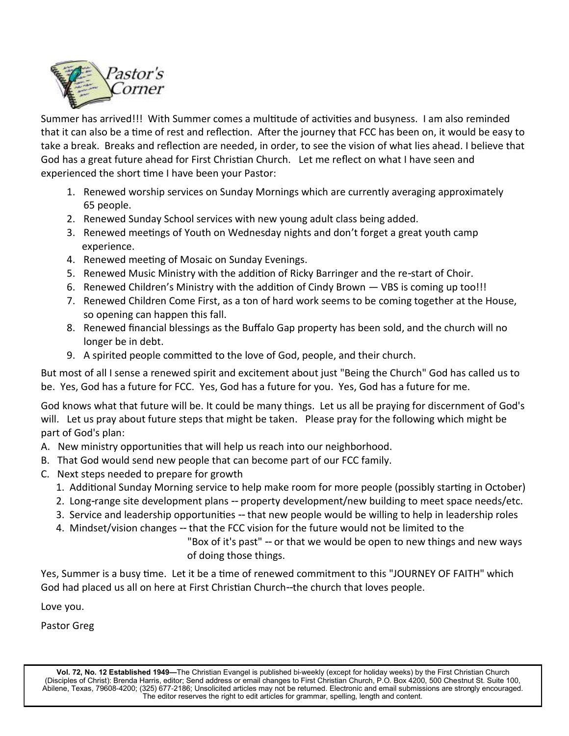# Pastor's Corner

Summer has arrived!!! With Summer comes a multitude of activities and busyness. I am also reminded that it can also be a time of rest and reflection. After the journey that FCC has been on, it would be easy to take a break. Breaks and reflection are needed, in order, to see the vision of what lies ahead. I believe that God has a great future ahead for First Christian Church. Let me reflect on what I have seen and experienced the short time I have been your Pastor:

1. Renewed worship services on Sunday Mornings which are currently averaging approximately 65 people.
2. Renewed Sunday School services with new young adult class being added.
3. Renewed meetings of Youth on Wednesday nights and don't forget a great youth camp experience.
4. Renewed meeting of Mosaic on Sunday Evenings.
5. Renewed Music Ministry with the addition of Ricky Barringer and the re-start of Choir.
6. Renewed Children's Ministry with the addition of Cindy Brown — VBS is coming up too!!!
7. Renewed Children Come First, as a ton of hard work seems to be coming together at the House, so opening can happen this fall.
8. Renewed financial blessings as the Buffalo Gap property has been sold, and the church will no longer be in debt.
9. A spirited people committed to the love of God, people, and their church.

But most of all I sense a renewed spirit and excitement about just "Being the Church" God has called us to be. Yes, God has a future for FCC. Yes, God has a future for you. Yes, God has a future for me.

God knows what that future will be. It could be many things. Let us all be praying for discernment of God's will. Let us pray about future steps that might be taken. Please pray for the following which might be part of God's plan:

A. New ministry opportunities that will help us reach into our neighborhood.
B. That God would send new people that can become part of our FCC family.
C. Next steps needed to prepare for growth
   1. Additional Sunday Morning service to help make room for more people (possibly starting in October)
   2. Long-range site development plans -- property development/new building to meet space needs/etc.
   3. Service and leadership opportunities -- that new people would be willing to help in leadership roles
   4. Mindset/vision changes -- that the FCC vision for the future would not be limited to the "Box of it's past" -- or that we would be open to new things and new ways of doing those things.

Yes, Summer is a busy time. Let it be a time of renewed commitment to this "JOURNEY OF FAITH" which God had placed us all on here at First Christian Church--the church that loves people.

Love you.

Pastor Greg

**Vol. 72, No. 12 Established 1949—**The Christian Evangel is published bi-weekly (except for holiday weeks) by the First Christian Church (Disciples of Christ): Brenda Harris, editor; Send address or email changes to First Christian Church, P.O. Box 4200, 500 Chestnut St. Suite 100, Abilene, Texas, 79608-4200; (325) 677-2186; Unsolicited articles may not be returned. Electronic and email submissions are strongly encouraged. The editor reserves the right to edit articles for grammar, spelling, length and content.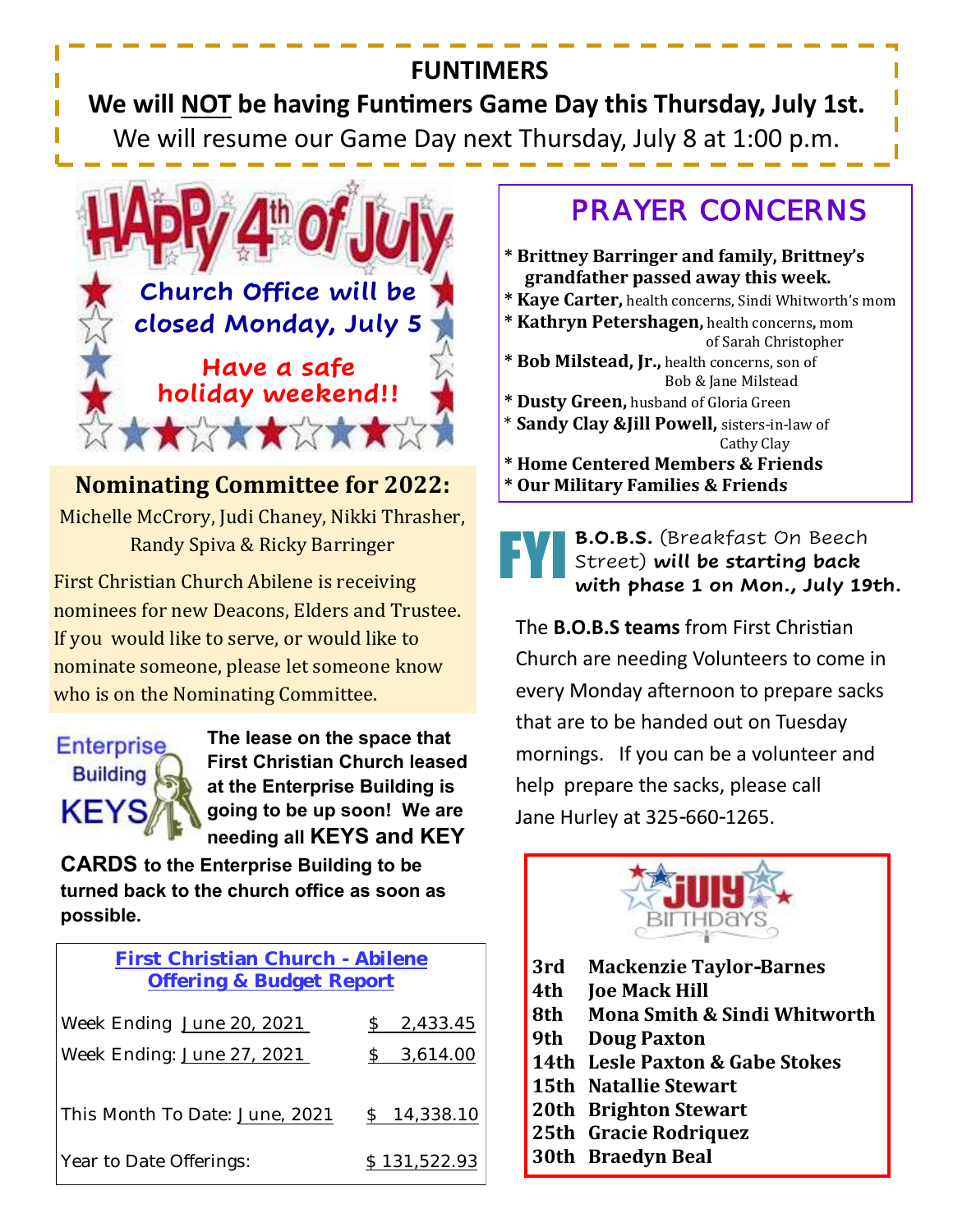## FUNTIMERS

**We will NOT be having Funtimers Game Day this Thursday, July 1st.**

We will resume our Game Day next Thursday, July 8 at 1:00 p.m.

## HAPPY 4th of July

**Church Office will be closed Monday, July 5**

**Have a safe holiday weekend!!**

## Nominating Committee for 2022:

Michelle McCrory, Judi Chaney, Nikki Thrasher, Randy Spiva & Ricky Barringer

First Christian Church Abilene is receiving nominees for new Deacons, Elders and Trustee. If you would like to serve, or would like to nominate someone, please let someone know who is on the Nominating Committee.

## Enterprise Building KEYS

**The lease on the space that First Christian Church leased at the Enterprise Building is going to be up soon! We are needing all KEYS and KEY CARDS to the Enterprise Building to be turned back to the church office as soon as possible.**

### First Christian Church - Abilene Offering & Budget Report

| | |
|---|---|
| Week Ending June 20, 2021 | $ 2,433.45 |
| Week Ending: June 27, 2021 | $ 3,614.00 |
| This Month To Date: June, 2021 | $ 14,338.10 |
| Year to Date Offerings: | $ 131,522.93 |

## PRAYER CONCERNS

* **Brittney Barringer and family, Brittney's grandfather passed away this week.**
* **Kaye Carter,** health concerns, Sindi Whitworth's mom
* **Kathryn Petershagen,** health concerns**,** mom of Sarah Christopher
* **Bob Milstead, Jr.,** health concerns, son of Bob & Jane Milstead
* **Dusty Green,** husband of Gloria Green
* **Sandy Clay &Jill Powell,** sisters-in-law of Cathy Clay
* **Home Centered Members & Friends**
* **Our Military Families & Friends**

## FYI

**B.O.B.S.** (Breakfast On Beech Street) **will be starting back with phase 1 on Mon., July 19th.**

The **B.O.B.S teams** from First Christian Church are needing Volunteers to come in every Monday afternoon to prepare sacks that are to be handed out on Tuesday mornings. If you can be a volunteer and help prepare the sacks, please call Jane Hurley at 325-660-1265.

## JULY BIRTHDAYS

| | |
|---|---|
| 3rd | Mackenzie Taylor-Barnes |
| 4th | Joe Mack Hill |
| 8th | Mona Smith & Sindi Whitworth |
| 9th | Doug Paxton |
| 14th | Lesle Paxton & Gabe Stokes |
| 15th | Natallie Stewart |
| 20th | Brighton Stewart |
| 25th | Gracie Rodriquez |
| 30th | Braedyn Beal |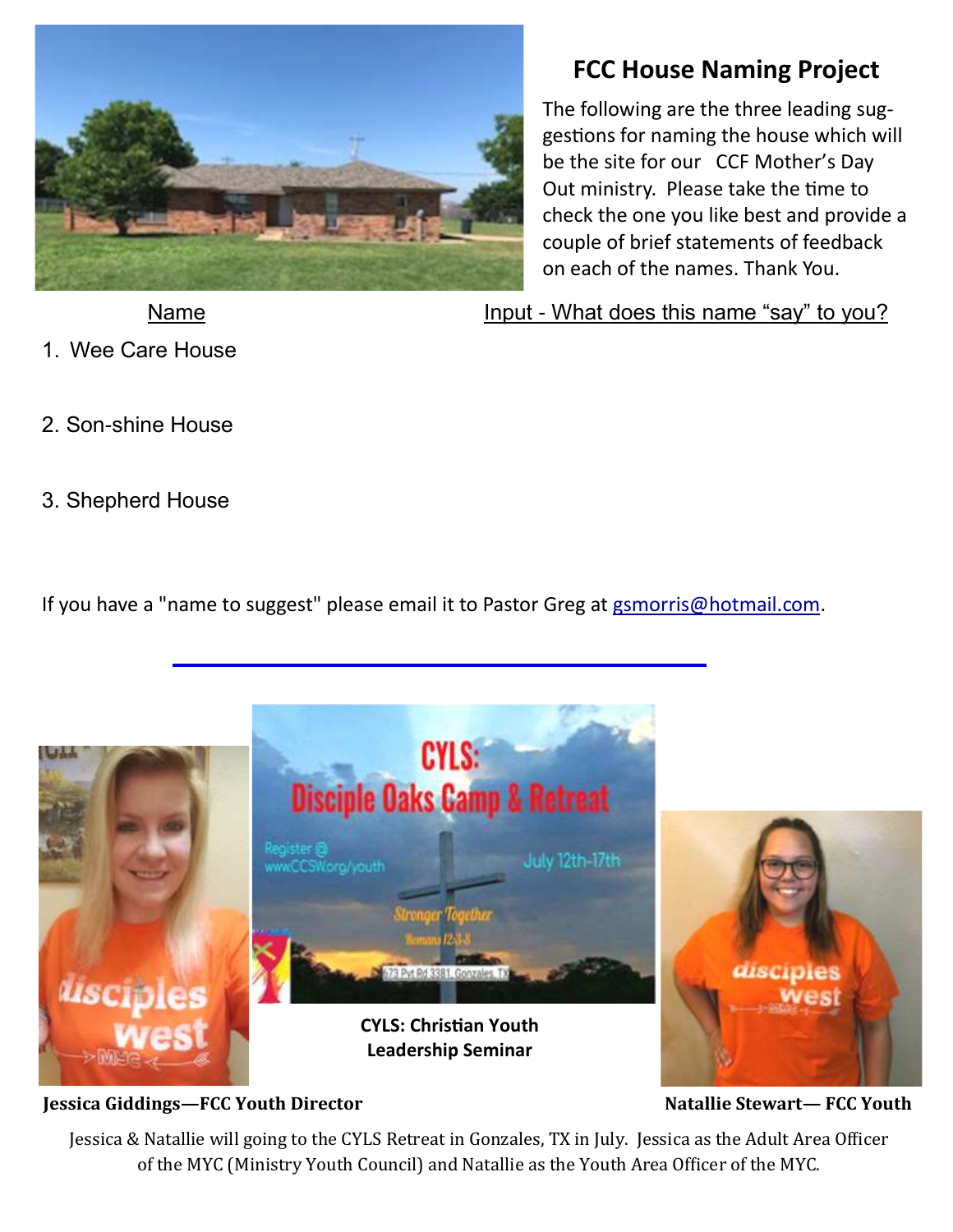## FCC House Naming Project

The following are the three leading suggestions for naming the house which will be the site for our CCF Mother's Day Out ministry. Please take the time to check the one you like best and provide a couple of brief statements of feedback on each of the names. Thank You.

| Name | Input - What does this name "say" to you? |
| --- | --- |
| 1. Wee Care House | |
| 2. Son-shine House | |
| 3. Shepherd House | |

If you have a "name to suggest" please email it to Pastor Greg at gsmorris@hotmail.com.

---

CYLS: Disciple Oaks Camp & Retreat

Register @ wwwCCSWorg/youth

July 12th-17th

Stronger Together

Romans 12:3-8

673 Pvt Rd 3381, Gonzales, TX

**CYLS: Christian Youth Leadership Seminar**

**Jessica Giddings—FCC Youth Director**

**Natallie Stewart— FCC Youth**

Jessica & Natallie will going to the CYLS Retreat in Gonzales, TX in July. Jessica as the Adult Area Officer of the MYC (Ministry Youth Council) and Natallie as the Youth Area Officer of the MYC.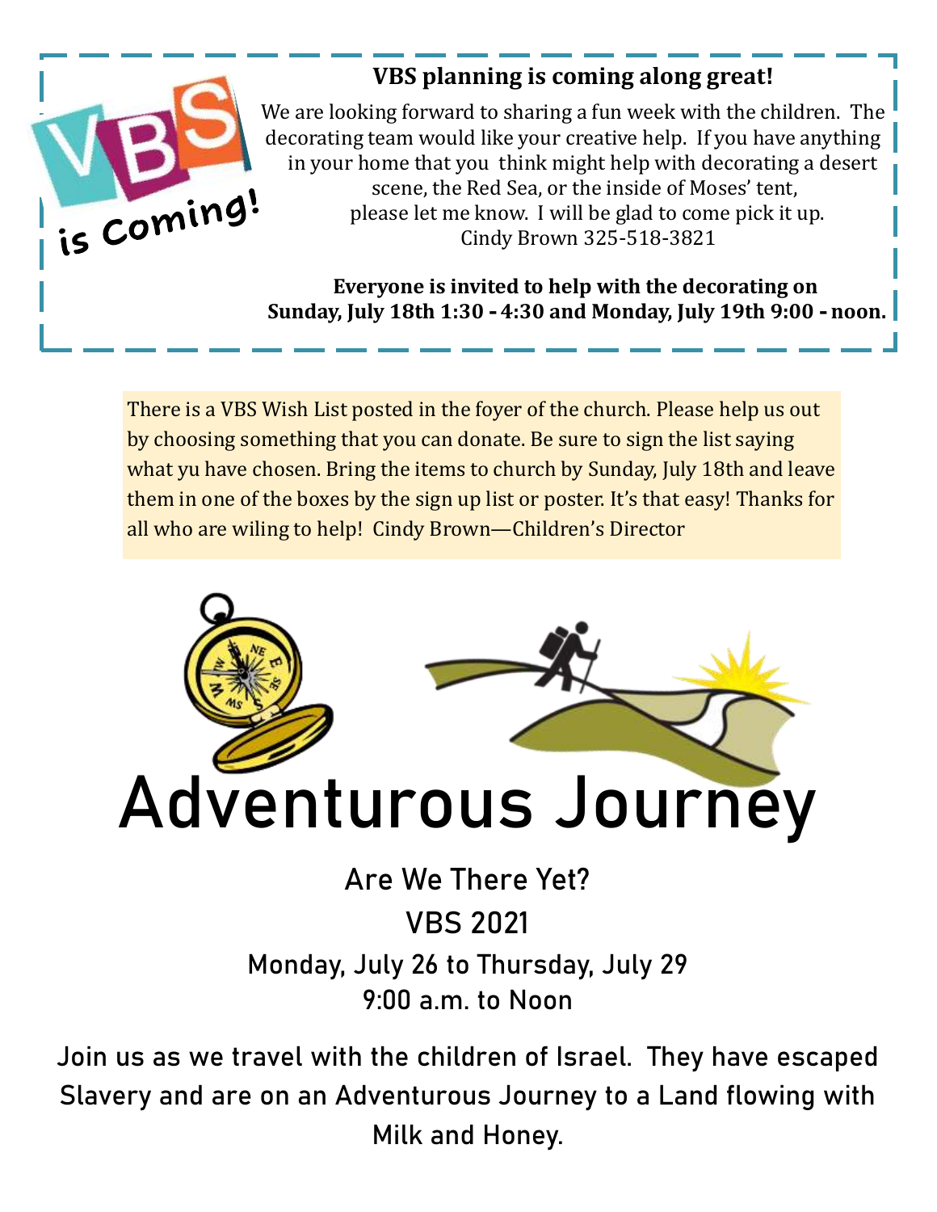**VBS is Coming!**

## VBS planning is coming along great!

We are looking forward to sharing a fun week with the children. The decorating team would like your creative help. If you have anything in your home that you think might help with decorating a desert scene, the Red Sea, or the inside of Moses' tent, please let me know. I will be glad to come pick it up.
Cindy Brown 325-518-3821

**Everyone is invited to help with the decorating on Sunday, July 18th 1:30 - 4:30 and Monday, July 19th 9:00 - noon.**

There is a VBS Wish List posted in the foyer of the church. Please help us out by choosing something that you can donate. Be sure to sign the list saying what yu have chosen. Bring the items to church by Sunday, July 18th and leave them in one of the boxes by the sign up list or poster. It's that easy! Thanks for all who are wiling to help! Cindy Brown—Children's Director

# Adventurous Journey

Are We There Yet?

VBS 2021

Monday, July 26 to Thursday, July 29
9:00 a.m. to Noon

Join us as we travel with the children of Israel. They have escaped Slavery and are on an Adventurous Journey to a Land flowing with Milk and Honey.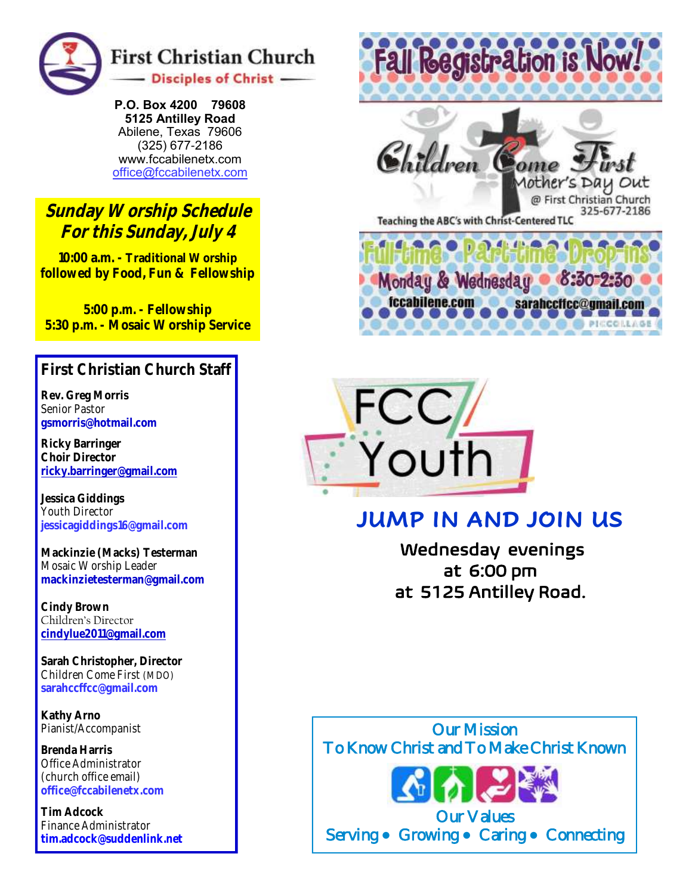# First Christian Church

Disciples of Christ

**P.O. Box 4200 79608**
**5125 Antilley Road**
Abilene, Texas 79606
(325) 677-2186
www.fccabilenetx.com
office@fccabilenetx.com

## *Sunday Worship Schedule For this Sunday, July 4*

**10:00 a.m. - Traditional Worship followed by Food, Fun & Fellowship**

**5:00 p.m. - Fellowship**
**5:30 p.m. - Mosaic Worship Service**

## First Christian Church Staff

**Rev. Greg Morris**
Senior Pastor
gsmorris@hotmail.com

**Ricky Barringer**
**Choir Director**
ricky.barringer@gmail.com

**Jessica Giddings**
Youth Director
jessicagiddings16@gmail.com

**Mackinzie (Macks) Testerman**
Mosaic Worship Leader
mackinzietesterman@gmail.com

**Cindy Brown**
Children's Director
cindylue2011@gmail.com

**Sarah Christopher, Director**
Children Come First (MDO)
sarahccffcc@gmail.com

**Kathy Arno**
Pianist/Accompanist

**Brenda Harris**
Office Administrator
(church office email)
office@fccabilenetx.com

**Tim Adcock**
Finance Administrator
tim.adcock@suddenlink.net

## Fall Registration is Now!

Children Come First
Mother's Day Out
@ First Christian Church
325-677-2186

Teaching the ABC's with Christ-Centered TLC

Full-time • Part-time • Drop-ins
Monday & Wednesday • 8:30-2:30
fccabilene.com sarahccffcc@gmail.com

## FCC Youth

## JUMP IN AND JOIN US

Wednesday evenings
at 6:00 pm
at 5125 Antilley Road.

Our Mission
To Know Christ and To Make Christ Known

Our Values
Serving • Growing • Caring • Connecting